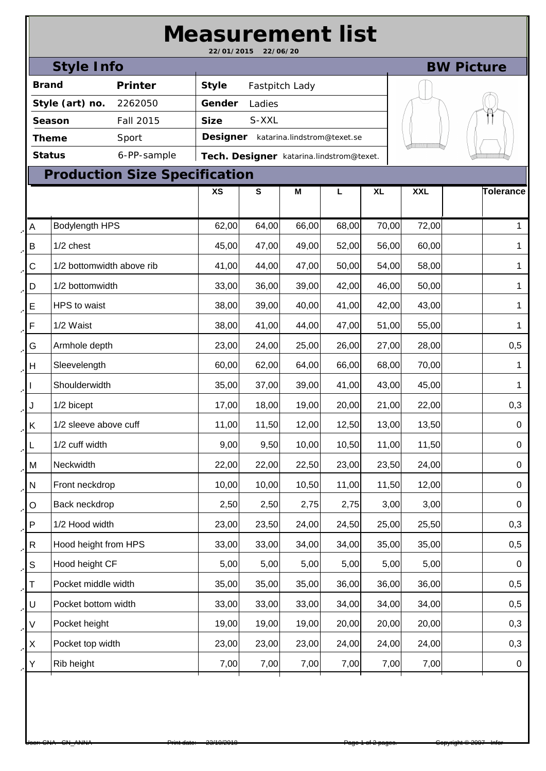# Measurement list

22/01/2015 22/06/20

## Style Info

## BW Picture

| | | | |
|---|---|---|---|
| **Brand** | **Printer** | **Style** | Fastpitch Lady |
| **Style (art) no.** | 2262050 | **Gender** | Ladies |
| **Season** | Fall 2015 | **Size** | S-XXL |
| **Theme** | Sport | **Designer** | katarina.lindstrom@texet.se |
| **Status** | 6-PP-sample | **Tech. Designer** | katarina.lindstrom@texet. |

## Production Size Specification

| | | XS | S | M | L | XL | XXL | | Tolerance |
|---|---|---|---|---|---|---|---|---|---|
| A | Bodylength HPS | 62,00 | 64,00 | 66,00 | 68,00 | 70,00 | 72,00 | | 1 |
| B | 1/2 chest | 45,00 | 47,00 | 49,00 | 52,00 | 56,00 | 60,00 | | 1 |
| C | 1/2 bottomwidth above rib | 41,00 | 44,00 | 47,00 | 50,00 | 54,00 | 58,00 | | 1 |
| D | 1/2 bottomwidth | 33,00 | 36,00 | 39,00 | 42,00 | 46,00 | 50,00 | | 1 |
| E | HPS to waist | 38,00 | 39,00 | 40,00 | 41,00 | 42,00 | 43,00 | | 1 |
| F | 1/2 Waist | 38,00 | 41,00 | 44,00 | 47,00 | 51,00 | 55,00 | | 1 |
| G | Armhole depth | 23,00 | 24,00 | 25,00 | 26,00 | 27,00 | 28,00 | | 0,5 |
| H | Sleevelength | 60,00 | 62,00 | 64,00 | 66,00 | 68,00 | 70,00 | | 1 |
| I | Shoulderwidth | 35,00 | 37,00 | 39,00 | 41,00 | 43,00 | 45,00 | | 1 |
| J | 1/2 bicept | 17,00 | 18,00 | 19,00 | 20,00 | 21,00 | 22,00 | | 0,3 |
| K | 1/2 sleeve above cuff | 11,00 | 11,50 | 12,00 | 12,50 | 13,00 | 13,50 | | 0 |
| L | 1/2 cuff width | 9,00 | 9,50 | 10,00 | 10,50 | 11,00 | 11,50 | | 0 |
| M | Neckwidth | 22,00 | 22,00 | 22,50 | 23,00 | 23,50 | 24,00 | | 0 |
| N | Front neckdrop | 10,00 | 10,00 | 10,50 | 11,00 | 11,50 | 12,00 | | 0 |
| O | Back neckdrop | 2,50 | 2,50 | 2,75 | 2,75 | 3,00 | 3,00 | | 0 |
| P | 1/2 Hood width | 23,00 | 23,50 | 24,00 | 24,50 | 25,00 | 25,50 | | 0,3 |
| R | Hood height from HPS | 33,00 | 33,00 | 34,00 | 34,00 | 35,00 | 35,00 | | 0,5 |
| S | Hood height CF | 5,00 | 5,00 | 5,00 | 5,00 | 5,00 | 5,00 | | 0 |
| T | Pocket middle width | 35,00 | 35,00 | 35,00 | 36,00 | 36,00 | 36,00 | | 0,5 |
| U | Pocket bottom width | 33,00 | 33,00 | 33,00 | 34,00 | 34,00 | 34,00 | | 0,5 |
| V | Pocket height | 19,00 | 19,00 | 19,00 | 20,00 | 20,00 | 20,00 | | 0,3 |
| X | Pocket top width | 23,00 | 23,00 | 23,00 | 24,00 | 24,00 | 24,00 | | 0,3 |
| Y | Rib height | 7,00 | 7,00 | 7,00 | 7,00 | 7,00 | 7,00 | | 0 |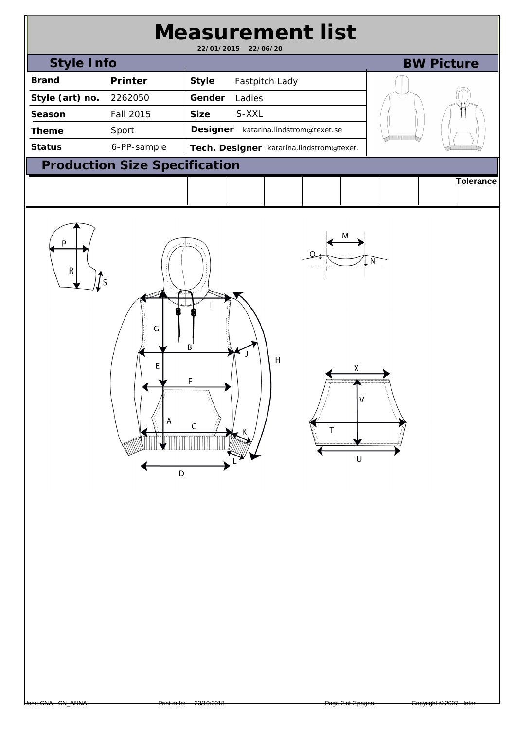# Measurement list

22/01/2015 22/06/20

## Style Info

**BW Picture**

| | | | |
|---|---|---|---|
| **Brand** | **Printer** | **Style** | Fastpitch Lady |
| **Style (art) no.** | 2262050 | **Gender** | Ladies |
| **Season** | Fall 2015 | **Size** | S-XXL |
| **Theme** | Sport | **Designer** | katarina.lindstrom@texet.se |
| **Status** | 6-PP-sample | **Tech. Designer** | katarina.lindstrom@texet. |

## Production Size Specification

| | | | | | | | | Tolerance |
|---|---|---|---|---|---|---|---|---|
| | | | | | | | | |

P R S I G B J H E F A C K L D M O N X V T U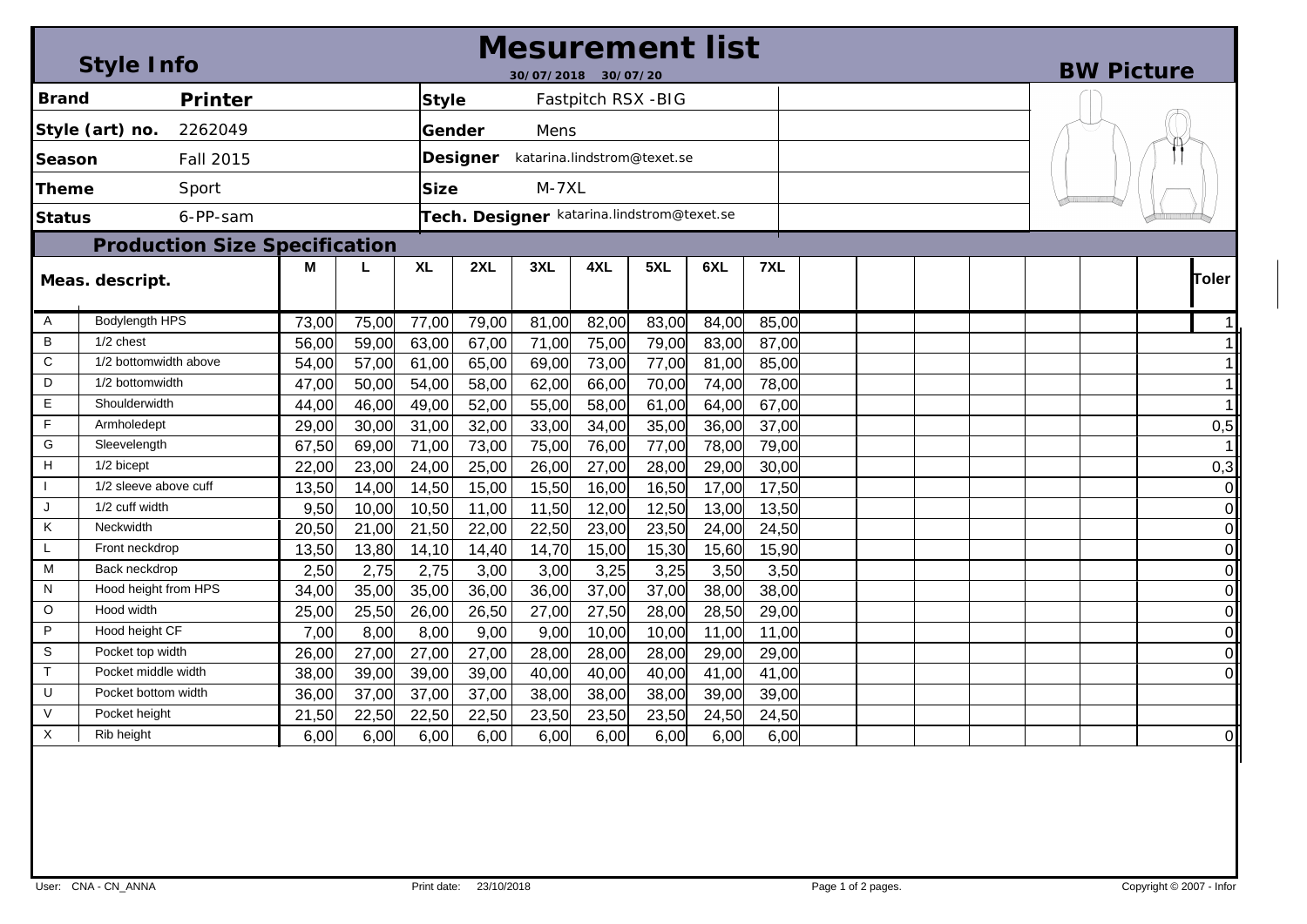# Mesurement list

30/07/2018 30/07/20

## Style Info

| | | | |
|---|---|---|---|
| **Brand** | **Printer** | **Style** | Fastpitch RSX -BIG |
| **Style (art) no.** | 2262049 | **Gender** | Mens |
| **Season** | Fall 2015 | **Designer** | katarina.lindstrom@texet.se |
| **Theme** | Sport | **Size** | M-7XL |
| **Status** | 6-PP-sam | **Tech. Designer** | katarina.lindstrom@texet.se |

**BW Picture**

## Production Size Specification

| | Meas. descript. | M | L | XL | 2XL | 3XL | 4XL | 5XL | 6XL | 7XL | Toler |
|---|---|---|---|---|---|---|---|---|---|---|---|
| A | Bodylength HPS | 73,00 | 75,00 | 77,00 | 79,00 | 81,00 | 82,00 | 83,00 | 84,00 | 85,00 | 1 |
| B | 1/2 chest | 56,00 | 59,00 | 63,00 | 67,00 | 71,00 | 75,00 | 79,00 | 83,00 | 87,00 | 1 |
| C | 1/2 bottomwidth above | 54,00 | 57,00 | 61,00 | 65,00 | 69,00 | 73,00 | 77,00 | 81,00 | 85,00 | 1 |
| D | 1/2 bottomwidth | 47,00 | 50,00 | 54,00 | 58,00 | 62,00 | 66,00 | 70,00 | 74,00 | 78,00 | 1 |
| E | Shoulderwidth | 44,00 | 46,00 | 49,00 | 52,00 | 55,00 | 58,00 | 61,00 | 64,00 | 67,00 | 1 |
| F | Armholedept | 29,00 | 30,00 | 31,00 | 32,00 | 33,00 | 34,00 | 35,00 | 36,00 | 37,00 | 0,5 |
| G | Sleevelength | 67,50 | 69,00 | 71,00 | 73,00 | 75,00 | 76,00 | 77,00 | 78,00 | 79,00 | 1 |
| H | 1/2 bicept | 22,00 | 23,00 | 24,00 | 25,00 | 26,00 | 27,00 | 28,00 | 29,00 | 30,00 | 0,3 |
| I | 1/2 sleeve above cuff | 13,50 | 14,00 | 14,50 | 15,00 | 15,50 | 16,00 | 16,50 | 17,00 | 17,50 | 0 |
| J | 1/2 cuff width | 9,50 | 10,00 | 10,50 | 11,00 | 11,50 | 12,00 | 12,50 | 13,00 | 13,50 | 0 |
| K | Neckwidth | 20,50 | 21,00 | 21,50 | 22,00 | 22,50 | 23,00 | 23,50 | 24,00 | 24,50 | 0 |
| L | Front neckdrop | 13,50 | 13,80 | 14,10 | 14,40 | 14,70 | 15,00 | 15,30 | 15,60 | 15,90 | 0 |
| M | Back neckdrop | 2,50 | 2,75 | 2,75 | 3,00 | 3,00 | 3,25 | 3,25 | 3,50 | 3,50 | 0 |
| N | Hood height from HPS | 34,00 | 35,00 | 35,00 | 36,00 | 36,00 | 37,00 | 37,00 | 38,00 | 38,00 | 0 |
| O | Hood width | 25,00 | 25,50 | 26,00 | 26,50 | 27,00 | 27,50 | 28,00 | 28,50 | 29,00 | 0 |
| P | Hood height CF | 7,00 | 8,00 | 8,00 | 9,00 | 9,00 | 10,00 | 10,00 | 11,00 | 11,00 | 0 |
| S | Pocket top width | 26,00 | 27,00 | 27,00 | 27,00 | 28,00 | 28,00 | 28,00 | 29,00 | 29,00 | 0 |
| T | Pocket middle width | 38,00 | 39,00 | 39,00 | 39,00 | 40,00 | 40,00 | 40,00 | 41,00 | 41,00 | 0 |
| U | Pocket bottom width | 36,00 | 37,00 | 37,00 | 37,00 | 38,00 | 38,00 | 38,00 | 39,00 | 39,00 | |
| V | Pocket height | 21,50 | 22,50 | 22,50 | 22,50 | 23,50 | 23,50 | 23,50 | 24,50 | 24,50 | |
| X | Rib height | 6,00 | 6,00 | 6,00 | 6,00 | 6,00 | 6,00 | 6,00 | 6,00 | 6,00 | 0 |

User: CNA - CN_ANNA Print date: 23/10/2018 Copyright © 2007 - Infor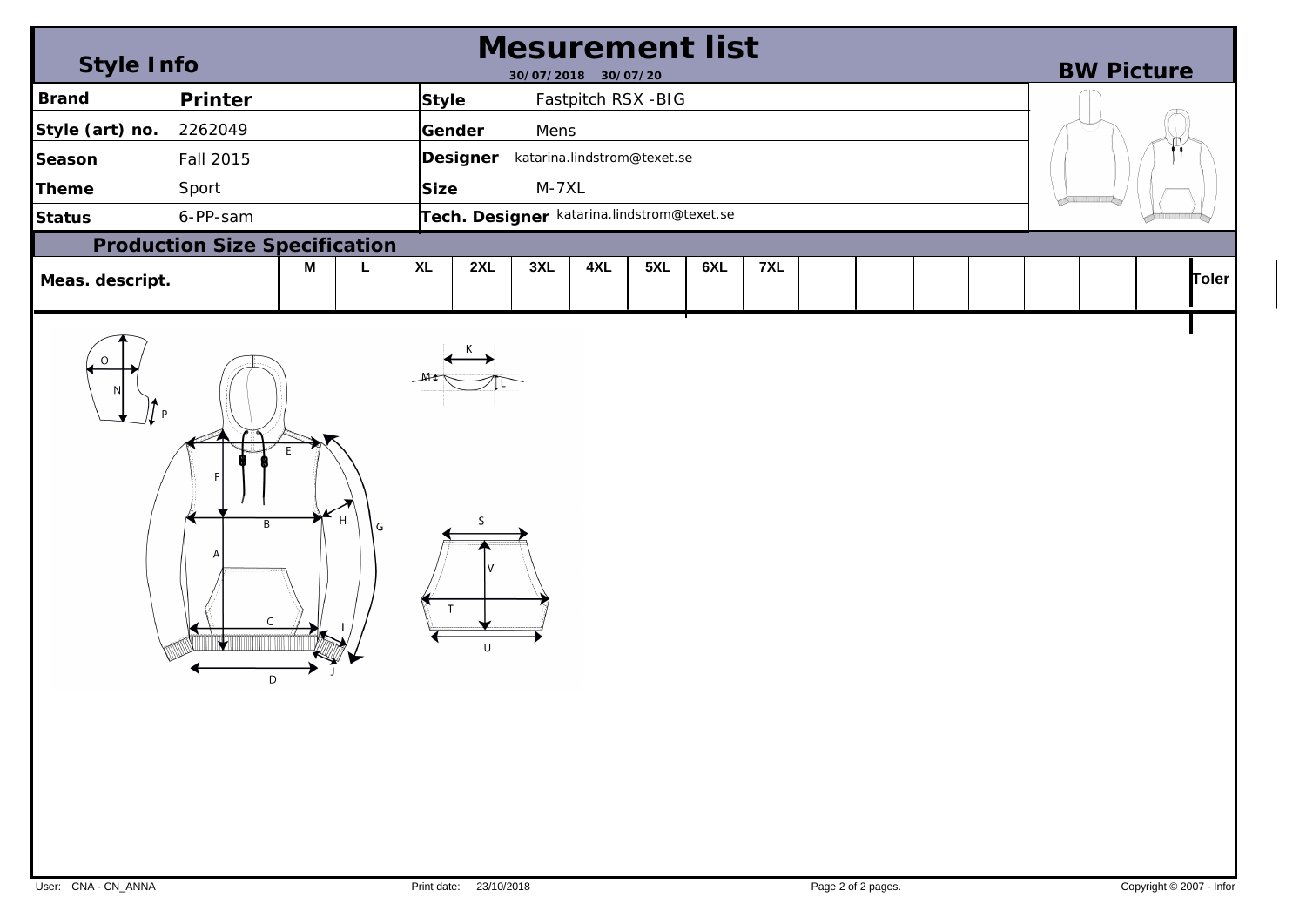# Mesurement list

30/07/2018 30/07/20

## Style Info

| | | | | |
|---|---|---|---|---|
| **Brand** | **Printer** | **Style** | Fastpitch RSX -BIG | |
| **Style (art) no.** | 2262049 | **Gender** | Mens | |
| **Season** | Fall 2015 | **Designer** | katarina.lindstrom@texet.se | |
| **Theme** | Sport | **Size** | M-7XL | |
| **Status** | 6-PP-sam | **Tech. Designer** | katarina.lindstrom@texet.se | |

## BW Picture

## Production Size Specification

| Meas. descript. | M | L | XL | 2XL | 3XL | 4XL | 5XL | 6XL | 7XL | | | | | | | | Toler |
|---|---|---|---|---|---|---|---|---|---|---|---|---|---|---|---|---|---|

O
N
P
K
M
L
E
F
B
H
G
A
C
I
D
J
S
V
T
U